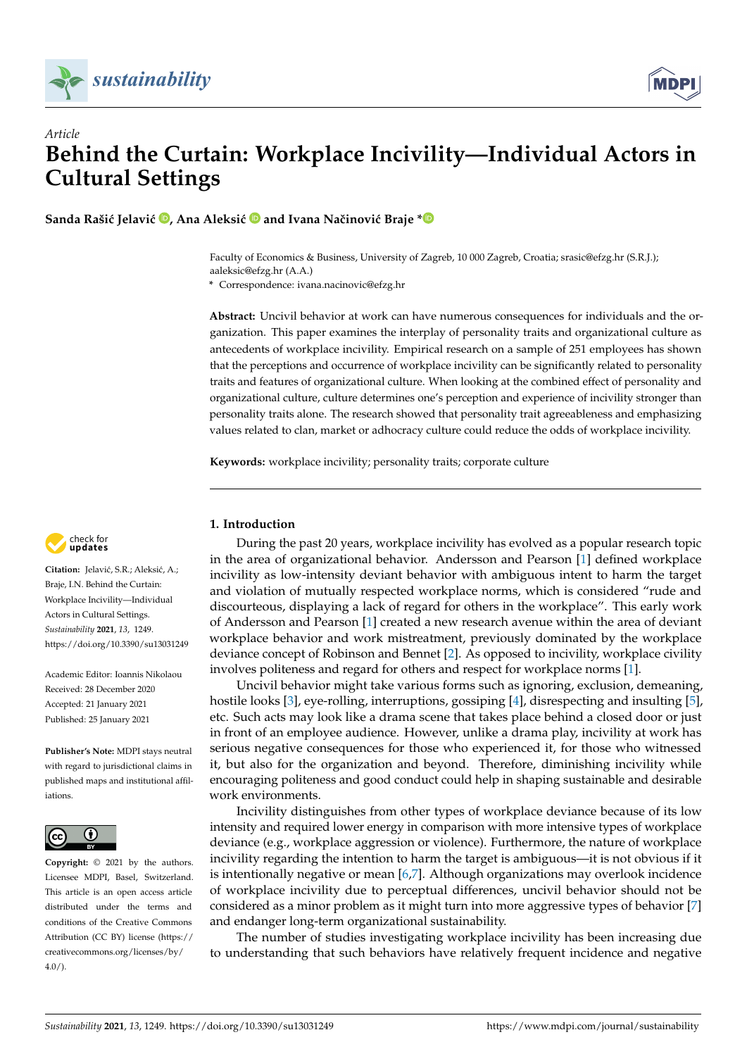*Article*

# Behind the Curtain: Workplace Incivility—Individual Actors in Cultural Settings

**Sanda Rašić Jelavić, Ana Aleksić and Ivana Načinović Braje ***

Faculty of Economics & Business, University of Zagreb, 10 000 Zagreb, Croatia; srasic@efzg.hr (S.R.J.); aaleksic@efzg.hr (A.A.)
* Correspondence: ivana.nacinovic@efzg.hr

**Abstract:** Uncivil behavior at work can have numerous consequences for individuals and the organization. This paper examines the interplay of personality traits and organizational culture as antecedents of workplace incivility. Empirical research on a sample of 251 employees has shown that the perceptions and occurrence of workplace incivility can be significantly related to personality traits and features of organizational culture. When looking at the combined effect of personality and organizational culture, culture determines one's perception and experience of incivility stronger than personality traits alone. The research showed that personality trait agreeableness and emphasizing values related to clan, market or adhocracy culture could reduce the odds of workplace incivility.

**Keywords:** workplace incivility; personality traits; corporate culture

**Citation:** Jelavić, S.R.; Aleksić, A.; Braje, I.N. Behind the Curtain: Workplace Incivility—Individual Actors in Cultural Settings. *Sustainability* **2021**, *13*, 1249. https://doi.org/10.3390/su13031249

Academic Editor: Ioannis Nikolaou
Received: 28 December 2020
Accepted: 21 January 2021
Published: 25 January 2021

**Publisher's Note:** MDPI stays neutral with regard to jurisdictional claims in published maps and institutional affiliations.

**Copyright:** © 2021 by the authors. Licensee MDPI, Basel, Switzerland. This article is an open access article distributed under the terms and conditions of the Creative Commons Attribution (CC BY) license (https://creativecommons.org/licenses/by/4.0/).

## 1. Introduction

During the past 20 years, workplace incivility has evolved as a popular research topic in the area of organizational behavior. Andersson and Pearson [1] defined workplace incivility as low-intensity deviant behavior with ambiguous intent to harm the target and violation of mutually respected workplace norms, which is considered "rude and discourteous, displaying a lack of regard for others in the workplace". This early work of Andersson and Pearson [1] created a new research avenue within the area of deviant workplace behavior and work mistreatment, previously dominated by the workplace deviance concept of Robinson and Bennet [2]. As opposed to incivility, workplace civility involves politeness and regard for others and respect for workplace norms [1].

Uncivil behavior might take various forms such as ignoring, exclusion, demeaning, hostile looks [3], eye-rolling, interruptions, gossiping [4], disrespecting and insulting [5], etc. Such acts may look like a drama scene that takes place behind a closed door or just in front of an employee audience. However, unlike a drama play, incivility at work has serious negative consequences for those who experienced it, for those who witnessed it, but also for the organization and beyond. Therefore, diminishing incivility while encouraging politeness and good conduct could help in shaping sustainable and desirable work environments.

Incivility distinguishes from other types of workplace deviance because of its low intensity and required lower energy in comparison with more intensive types of workplace deviance (e.g., workplace aggression or violence). Furthermore, the nature of workplace incivility regarding the intention to harm the target is ambiguous—it is not obvious if it is intentionally negative or mean [6,7]. Although organizations may overlook incidence of workplace incivility due to perceptual differences, uncivil behavior should not be considered as a minor problem as it might turn into more aggressive types of behavior [7] and endanger long-term organizational sustainability.

The number of studies investigating workplace incivility has been increasing due to understanding that such behaviors have relatively frequent incidence and negative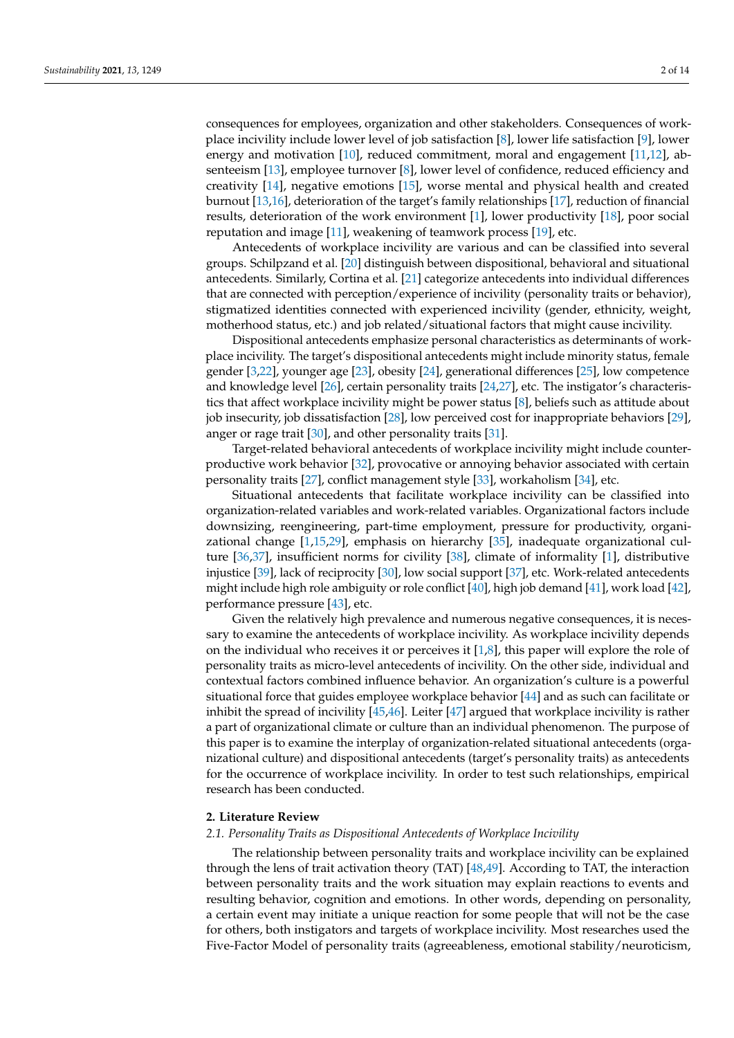consequences for employees, organization and other stakeholders. Consequences of workplace incivility include lower level of job satisfaction [8], lower life satisfaction [9], lower energy and motivation [10], reduced commitment, moral and engagement [11,12], absenteeism [13], employee turnover [8], lower level of confidence, reduced efficiency and creativity [14], negative emotions [15], worse mental and physical health and created burnout [13,16], deterioration of the target's family relationships [17], reduction of financial results, deterioration of the work environment [1], lower productivity [18], poor social reputation and image [11], weakening of teamwork process [19], etc.

Antecedents of workplace incivility are various and can be classified into several groups. Schilpzand et al. [20] distinguish between dispositional, behavioral and situational antecedents. Similarly, Cortina et al. [21] categorize antecedents into individual differences that are connected with perception/experience of incivility (personality traits or behavior), stigmatized identities connected with experienced incivility (gender, ethnicity, weight, motherhood status, etc.) and job related/situational factors that might cause incivility.

Dispositional antecedents emphasize personal characteristics as determinants of workplace incivility. The target's dispositional antecedents might include minority status, female gender [3,22], younger age [23], obesity [24], generational differences [25], low competence and knowledge level [26], certain personality traits [24,27], etc. The instigator's characteristics that affect workplace incivility might be power status [8], beliefs such as attitude about job insecurity, job dissatisfaction [28], low perceived cost for inappropriate behaviors [29], anger or rage trait [30], and other personality traits [31].

Target-related behavioral antecedents of workplace incivility might include counterproductive work behavior [32], provocative or annoying behavior associated with certain personality traits [27], conflict management style [33], workaholism [34], etc.

Situational antecedents that facilitate workplace incivility can be classified into organization-related variables and work-related variables. Organizational factors include downsizing, reengineering, part-time employment, pressure for productivity, organizational change [1,15,29], emphasis on hierarchy [35], inadequate organizational culture [36,37], insufficient norms for civility [38], climate of informality [1], distributive injustice [39], lack of reciprocity [30], low social support [37], etc. Work-related antecedents might include high role ambiguity or role conflict [40], high job demand [41], work load [42], performance pressure [43], etc.

Given the relatively high prevalence and numerous negative consequences, it is necessary to examine the antecedents of workplace incivility. As workplace incivility depends on the individual who receives it or perceives it [1,8], this paper will explore the role of personality traits as micro-level antecedents of incivility. On the other side, individual and contextual factors combined influence behavior. An organization's culture is a powerful situational force that guides employee workplace behavior [44] and as such can facilitate or inhibit the spread of incivility [45,46]. Leiter [47] argued that workplace incivility is rather a part of organizational climate or culture than an individual phenomenon. The purpose of this paper is to examine the interplay of organization-related situational antecedents (organizational culture) and dispositional antecedents (target's personality traits) as antecedents for the occurrence of workplace incivility. In order to test such relationships, empirical research has been conducted.

## 2. Literature Review

### *2.1. Personality Traits as Dispositional Antecedents of Workplace Incivility*

The relationship between personality traits and workplace incivility can be explained through the lens of trait activation theory (TAT) [48,49]. According to TAT, the interaction between personality traits and the work situation may explain reactions to events and resulting behavior, cognition and emotions. In other words, depending on personality, a certain event may initiate a unique reaction for some people that will not be the case for others, both instigators and targets of workplace incivility. Most researches used the Five-Factor Model of personality traits (agreeableness, emotional stability/neuroticism,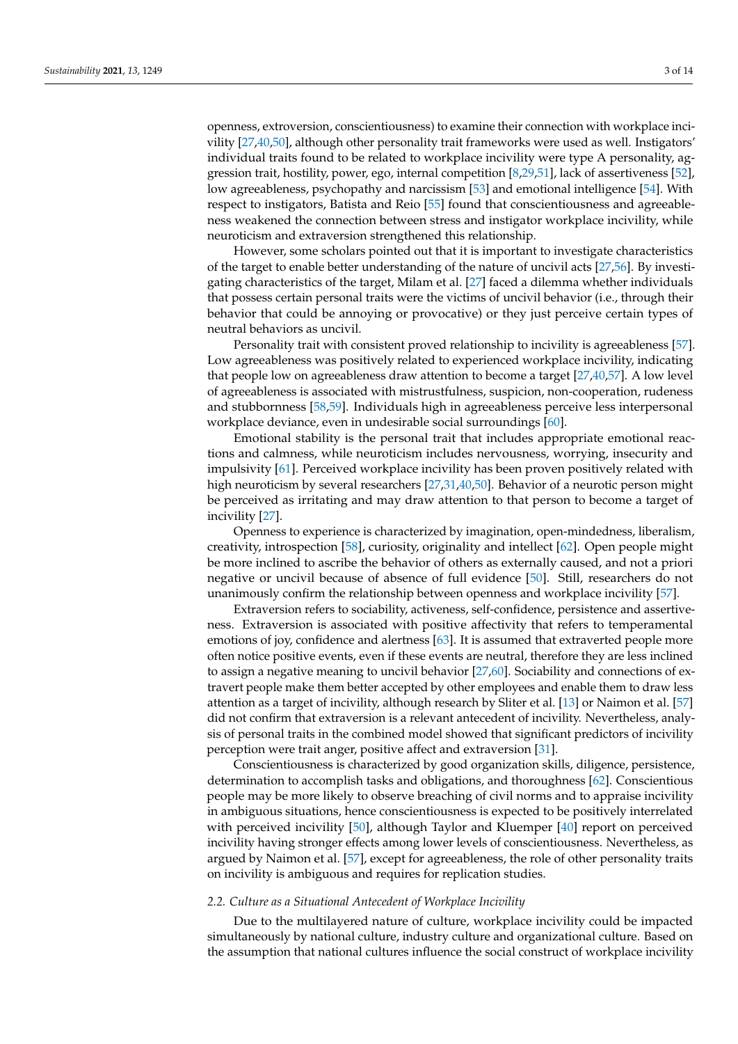openness, extroversion, conscientiousness) to examine their connection with workplace incivility [27,40,50], although other personality trait frameworks were used as well. Instigators' individual traits found to be related to workplace incivility were type A personality, aggression trait, hostility, power, ego, internal competition [8,29,51], lack of assertiveness [52], low agreeableness, psychopathy and narcissism [53] and emotional intelligence [54]. With respect to instigators, Batista and Reio [55] found that conscientiousness and agreeableness weakened the connection between stress and instigator workplace incivility, while neuroticism and extraversion strengthened this relationship.

However, some scholars pointed out that it is important to investigate characteristics of the target to enable better understanding of the nature of uncivil acts [27,56]. By investigating characteristics of the target, Milam et al. [27] faced a dilemma whether individuals that possess certain personal traits were the victims of uncivil behavior (i.e., through their behavior that could be annoying or provocative) or they just perceive certain types of neutral behaviors as uncivil.

Personality trait with consistent proved relationship to incivility is agreeableness [57]. Low agreeableness was positively related to experienced workplace incivility, indicating that people low on agreeableness draw attention to become a target [27,40,57]. A low level of agreeableness is associated with mistrustfulness, suspicion, non-cooperation, rudeness and stubbornness [58,59]. Individuals high in agreeableness perceive less interpersonal workplace deviance, even in undesirable social surroundings [60].

Emotional stability is the personal trait that includes appropriate emotional reactions and calmness, while neuroticism includes nervousness, worrying, insecurity and impulsivity [61]. Perceived workplace incivility has been proven positively related with high neuroticism by several researchers [27,31,40,50]. Behavior of a neurotic person might be perceived as irritating and may draw attention to that person to become a target of incivility [27].

Openness to experience is characterized by imagination, open-mindedness, liberalism, creativity, introspection [58], curiosity, originality and intellect [62]. Open people might be more inclined to ascribe the behavior of others as externally caused, and not a priori negative or uncivil because of absence of full evidence [50]. Still, researchers do not unanimously confirm the relationship between openness and workplace incivility [57].

Extraversion refers to sociability, activeness, self-confidence, persistence and assertiveness. Extraversion is associated with positive affectivity that refers to temperamental emotions of joy, confidence and alertness [63]. It is assumed that extraverted people more often notice positive events, even if these events are neutral, therefore they are less inclined to assign a negative meaning to uncivil behavior [27,60]. Sociability and connections of extravert people make them better accepted by other employees and enable them to draw less attention as a target of incivility, although research by Sliter et al. [13] or Naimon et al. [57] did not confirm that extraversion is a relevant antecedent of incivility. Nevertheless, analysis of personal traits in the combined model showed that significant predictors of incivility perception were trait anger, positive affect and extraversion [31].

Conscientiousness is characterized by good organization skills, diligence, persistence, determination to accomplish tasks and obligations, and thoroughness [62]. Conscientious people may be more likely to observe breaching of civil norms and to appraise incivility in ambiguous situations, hence conscientiousness is expected to be positively interrelated with perceived incivility [50], although Taylor and Kluemper [40] report on perceived incivility having stronger effects among lower levels of conscientiousness. Nevertheless, as argued by Naimon et al. [57], except for agreeableness, the role of other personality traits on incivility is ambiguous and requires for replication studies.

### *2.2. Culture as a Situational Antecedent of Workplace Incivility*

Due to the multilayered nature of culture, workplace incivility could be impacted simultaneously by national culture, industry culture and organizational culture. Based on the assumption that national cultures influence the social construct of workplace incivility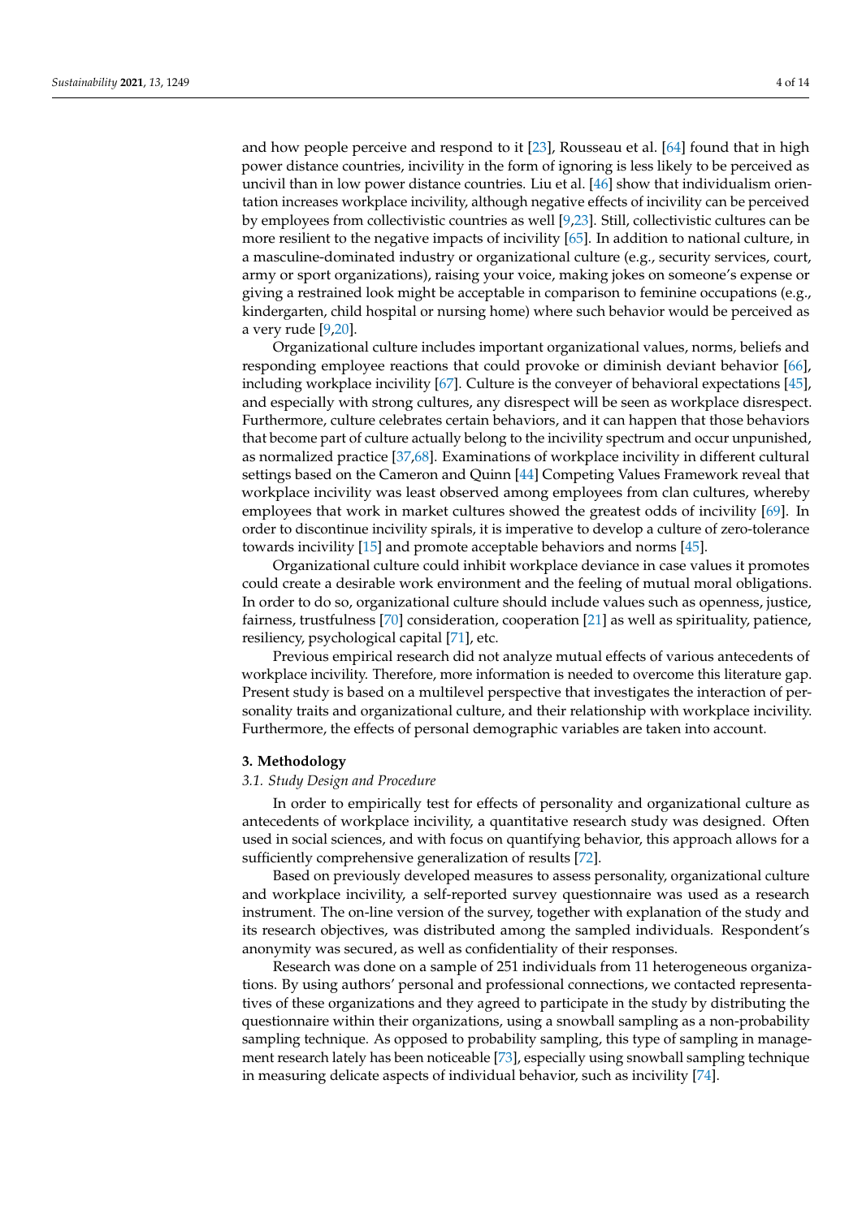and how people perceive and respond to it [23], Rousseau et al. [64] found that in high power distance countries, incivility in the form of ignoring is less likely to be perceived as uncivil than in low power distance countries. Liu et al. [46] show that individualism orientation increases workplace incivility, although negative effects of incivility can be perceived by employees from collectivistic countries as well [9,23]. Still, collectivistic cultures can be more resilient to the negative impacts of incivility [65]. In addition to national culture, in a masculine-dominated industry or organizational culture (e.g., security services, court, army or sport organizations), raising your voice, making jokes on someone's expense or giving a restrained look might be acceptable in comparison to feminine occupations (e.g., kindergarten, child hospital or nursing home) where such behavior would be perceived as a very rude [9,20].

Organizational culture includes important organizational values, norms, beliefs and responding employee reactions that could provoke or diminish deviant behavior [66], including workplace incivility [67]. Culture is the conveyer of behavioral expectations [45], and especially with strong cultures, any disrespect will be seen as workplace disrespect. Furthermore, culture celebrates certain behaviors, and it can happen that those behaviors that become part of culture actually belong to the incivility spectrum and occur unpunished, as normalized practice [37,68]. Examinations of workplace incivility in different cultural settings based on the Cameron and Quinn [44] Competing Values Framework reveal that workplace incivility was least observed among employees from clan cultures, whereby employees that work in market cultures showed the greatest odds of incivility [69]. In order to discontinue incivility spirals, it is imperative to develop a culture of zero-tolerance towards incivility [15] and promote acceptable behaviors and norms [45].

Organizational culture could inhibit workplace deviance in case values it promotes could create a desirable work environment and the feeling of mutual moral obligations. In order to do so, organizational culture should include values such as openness, justice, fairness, trustfulness [70] consideration, cooperation [21] as well as spirituality, patience, resiliency, psychological capital [71], etc.

Previous empirical research did not analyze mutual effects of various antecedents of workplace incivility. Therefore, more information is needed to overcome this literature gap. Present study is based on a multilevel perspective that investigates the interaction of personality traits and organizational culture, and their relationship with workplace incivility. Furthermore, the effects of personal demographic variables are taken into account.

## 3. Methodology

### *3.1. Study Design and Procedure*

In order to empirically test for effects of personality and organizational culture as antecedents of workplace incivility, a quantitative research study was designed. Often used in social sciences, and with focus on quantifying behavior, this approach allows for a sufficiently comprehensive generalization of results [72].

Based on previously developed measures to assess personality, organizational culture and workplace incivility, a self-reported survey questionnaire was used as a research instrument. The on-line version of the survey, together with explanation of the study and its research objectives, was distributed among the sampled individuals. Respondent's anonymity was secured, as well as confidentiality of their responses.

Research was done on a sample of 251 individuals from 11 heterogeneous organizations. By using authors' personal and professional connections, we contacted representatives of these organizations and they agreed to participate in the study by distributing the questionnaire within their organizations, using a snowball sampling as a non-probability sampling technique. As opposed to probability sampling, this type of sampling in management research lately has been noticeable [73], especially using snowball sampling technique in measuring delicate aspects of individual behavior, such as incivility [74].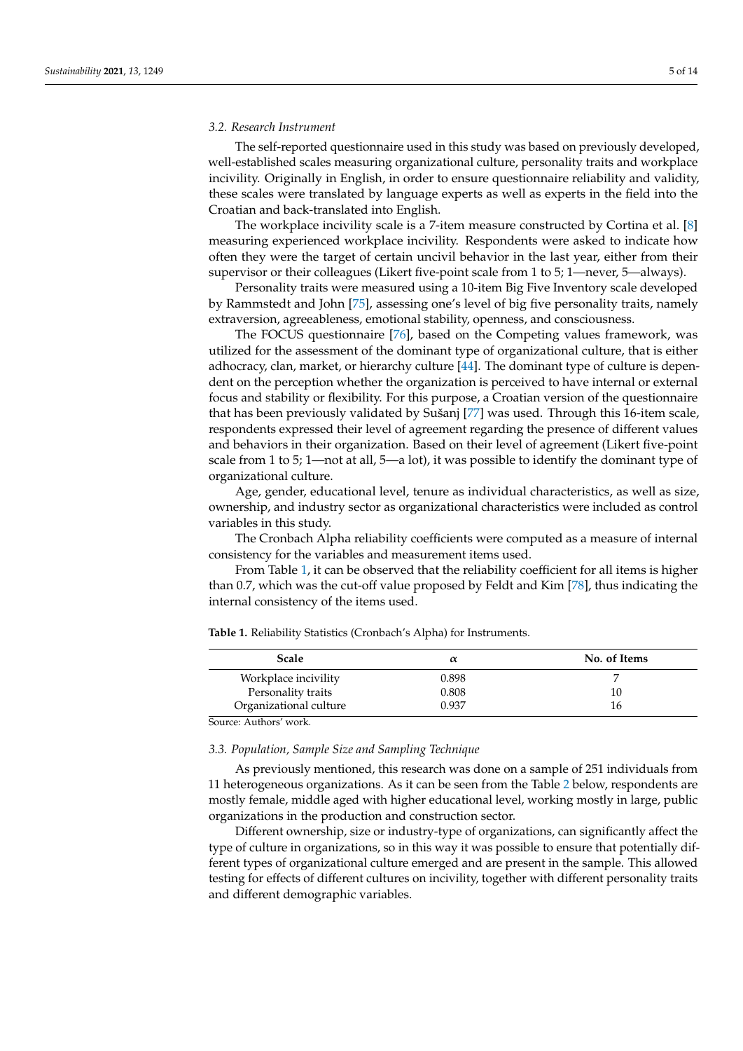### 3.2. Research Instrument

The self-reported questionnaire used in this study was based on previously developed, well-established scales measuring organizational culture, personality traits and workplace incivility. Originally in English, in order to ensure questionnaire reliability and validity, these scales were translated by language experts as well as experts in the field into the Croatian and back-translated into English.

The workplace incivility scale is a 7-item measure constructed by Cortina et al. [8] measuring experienced workplace incivility. Respondents were asked to indicate how often they were the target of certain uncivil behavior in the last year, either from their supervisor or their colleagues (Likert five-point scale from 1 to 5; 1—never, 5—always).

Personality traits were measured using a 10-item Big Five Inventory scale developed by Rammstedt and John [75], assessing one's level of big five personality traits, namely extraversion, agreeableness, emotional stability, openness, and consciousness.

The FOCUS questionnaire [76], based on the Competing values framework, was utilized for the assessment of the dominant type of organizational culture, that is either adhocracy, clan, market, or hierarchy culture [44]. The dominant type of culture is dependent on the perception whether the organization is perceived to have internal or external focus and stability or flexibility. For this purpose, a Croatian version of the questionnaire that has been previously validated by Sušanj [77] was used. Through this 16-item scale, respondents expressed their level of agreement regarding the presence of different values and behaviors in their organization. Based on their level of agreement (Likert five-point scale from 1 to 5; 1—not at all, 5—a lot), it was possible to identify the dominant type of organizational culture.

Age, gender, educational level, tenure as individual characteristics, as well as size, ownership, and industry sector as organizational characteristics were included as control variables in this study.

The Cronbach Alpha reliability coefficients were computed as a measure of internal consistency for the variables and measurement items used.

From Table 1, it can be observed that the reliability coefficient for all items is higher than 0.7, which was the cut-off value proposed by Feldt and Kim [78], thus indicating the internal consistency of the items used.

**Table 1.** Reliability Statistics (Cronbach's Alpha) for Instruments.

| Scale | $\alpha$ | No. of Items |
|---|---|---|
| Workplace incivility | 0.898 | 7 |
| Personality traits | 0.808 | 10 |
| Organizational culture | 0.937 | 16 |

Source: Authors' work.

### 3.3. Population, Sample Size and Sampling Technique

As previously mentioned, this research was done on a sample of 251 individuals from 11 heterogeneous organizations. As it can be seen from the Table 2 below, respondents are mostly female, middle aged with higher educational level, working mostly in large, public organizations in the production and construction sector.

Different ownership, size or industry-type of organizations, can significantly affect the type of culture in organizations, so in this way it was possible to ensure that potentially different types of organizational culture emerged and are present in the sample. This allowed testing for effects of different cultures on incivility, together with different personality traits and different demographic variables.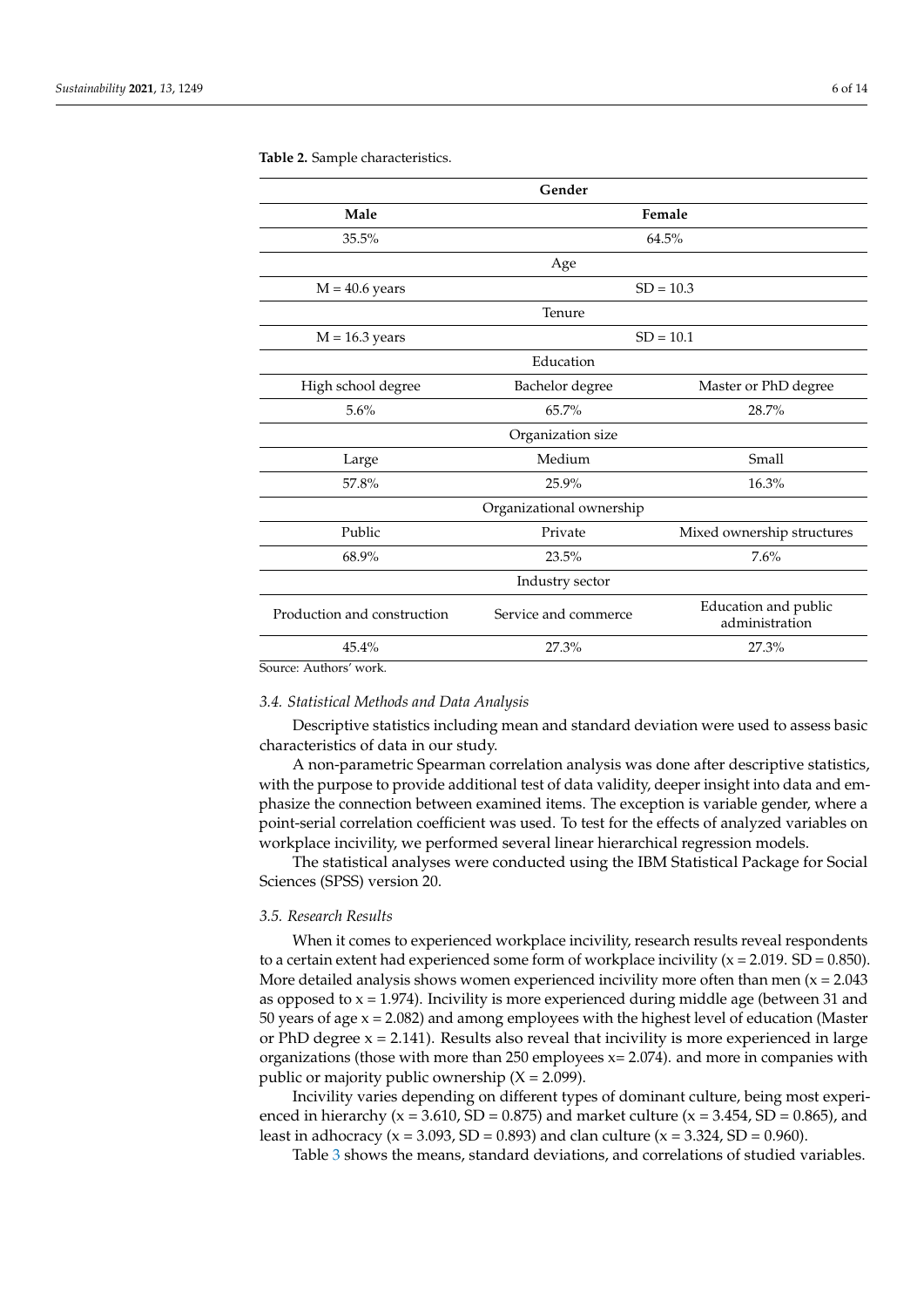**Table 2.** Sample characteristics.

| Gender | | |
|---|---|---|
| **Male** | **Female** | |
| 35.5% | 64.5% | |
| Age | | |
| M = 40.6 years | SD = 10.3 | |
| Tenure | | |
| M = 16.3 years | SD = 10.1 | |
| Education | | |
| High school degree | Bachelor degree | Master or PhD degree |
| 5.6% | 65.7% | 28.7% |
| Organization size | | |
| Large | Medium | Small |
| 57.8% | 25.9% | 16.3% |
| Organizational ownership | | |
| Public | Private | Mixed ownership structures |
| 68.9% | 23.5% | 7.6% |
| Industry sector | | |
| Production and construction | Service and commerce | Education and public administration |
| 45.4% | 27.3% | 27.3% |

Source: Authors' work.

### *3.4. Statistical Methods and Data Analysis*

Descriptive statistics including mean and standard deviation were used to assess basic characteristics of data in our study.

A non-parametric Spearman correlation analysis was done after descriptive statistics, with the purpose to provide additional test of data validity, deeper insight into data and emphasize the connection between examined items. The exception is variable gender, where a point-serial correlation coefficient was used. To test for the effects of analyzed variables on workplace incivility, we performed several linear hierarchical regression models.

The statistical analyses were conducted using the IBM Statistical Package for Social Sciences (SPSS) version 20.

### *3.5. Research Results*

When it comes to experienced workplace incivility, research results reveal respondents to a certain extent had experienced some form of workplace incivility ($x = 2.019$. $SD = 0.850$). More detailed analysis shows women experienced incivility more often than men ($x = 2.043$ as opposed to $x = 1.974$). Incivility is more experienced during middle age (between 31 and 50 years of age $x = 2.082$) and among employees with the highest level of education (Master or PhD degree $x = 2.141$). Results also reveal that incivility is more experienced in large organizations (those with more than 250 employees $x = 2.074$). and more in companies with public or majority public ownership ($X = 2.099$).

Incivility varies depending on different types of dominant culture, being most experienced in hierarchy ($x = 3.610$, $SD = 0.875$) and market culture ($x = 3.454$, $SD = 0.865$), and least in adhocracy ($x = 3.093$, $SD = 0.893$) and clan culture ($x = 3.324$, $SD = 0.960$).

Table 3 shows the means, standard deviations, and correlations of studied variables.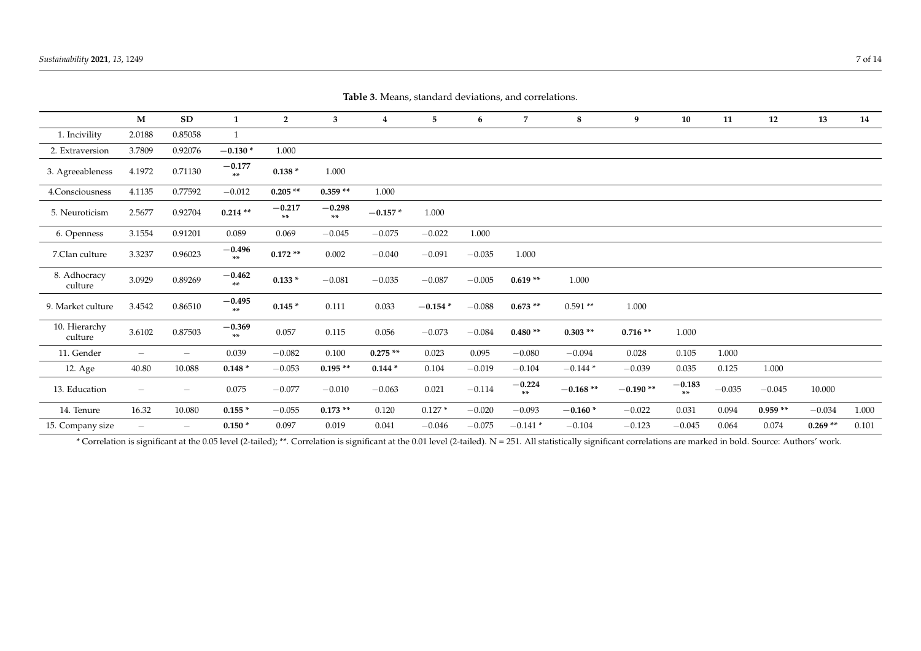**Table 3.** Means, standard deviations, and correlations.

| | M | SD | 1 | 2 | 3 | 4 | 5 | 6 | 7 | 8 | 9 | 10 | 11 | 12 | 13 | 14 |
|---|---|---|---|---|---|---|---|---|---|---|---|---|---|---|---|---|
| 1. Incivility | 2.0188 | 0.85058 | 1 | | | | | | | | | | | | | |
| 2. Extraversion | 3.7809 | 0.92076 | **−0.130 *** | 1.000 | | | | | | | | | | | | |
| 3. Agreeableness | 4.1972 | 0.71130 | **−0.177 **** | **0.138 *** | 1.000 | | | | | | | | | | | |
| 4.Consciousness | 4.1135 | 0.77592 | −0.012 | **0.205 **** | **0.359 **** | 1.000 | | | | | | | | | | |
| 5. Neuroticism | 2.5677 | 0.92704 | **0.214 **** | **−0.217 **** | **−0.298 **** | **−0.157 *** | 1.000 | | | | | | | | | |
| 6. Openness | 3.1554 | 0.91201 | 0.089 | 0.069 | −0.045 | −0.075 | −0.022 | 1.000 | | | | | | | | |
| 7.Clan culture | 3.3237 | 0.96023 | **−0.496 **** | **0.172 **** | 0.002 | −0.040 | −0.091 | −0.035 | 1.000 | | | | | | | |
| 8. Adhocracy culture | 3.0929 | 0.89269 | **−0.462 **** | **0.133 *** | −0.081 | −0.035 | −0.087 | −0.005 | **0.619 **** | 1.000 | | | | | | |
| 9. Market culture | 3.4542 | 0.86510 | **−0.495 **** | **0.145 *** | 0.111 | 0.033 | **−0.154 *** | −0.088 | **0.673 **** | 0.591 ** | 1.000 | | | | | |
| 10. Hierarchy culture | 3.6102 | 0.87503 | **−0.369 **** | 0.057 | 0.115 | 0.056 | −0.073 | −0.084 | **0.480 **** | **0.303 **** | **0.716 **** | 1.000 | | | | |
| 11. Gender | – | – | 0.039 | −0.082 | 0.100 | **0.275 **** | 0.023 | 0.095 | −0.080 | −0.094 | 0.028 | 0.105 | 1.000 | | | |
| 12. Age | 40.80 | 10.088 | **0.148 *** | −0.053 | **0.195 **** | **0.144 *** | 0.104 | −0.019 | −0.104 | −0.144 * | −0.039 | 0.035 | 0.125 | 1.000 | | |
| 13. Education | – | – | 0.075 | −0.077 | −0.010 | −0.063 | 0.021 | −0.114 | **−0.224 **** | **−0.168 **** | **−0.190 **** | **−0.183 **** | −0.035 | −0.045 | 10.000 | |
| 14. Tenure | 16.32 | 10.080 | **0.155 *** | −0.055 | **0.173 **** | 0.120 | 0.127 * | −0.020 | −0.093 | **−0.160 *** | −0.022 | 0.031 | 0.094 | **0.959 **** | −0.034 | 1.000 |
| 15. Company size | – | – | **0.150 *** | 0.097 | 0.019 | 0.041 | −0.046 | −0.075 | −0.141 * | −0.104 | −0.123 | −0.045 | 0.064 | 0.074 | **0.269 **** | 0.101 |

* Correlation is significant at the 0.05 level (2-tailed); **. Correlation is significant at the 0.01 level (2-tailed). N = 251. All statistically significant correlations are marked in bold. Source: Authors' work.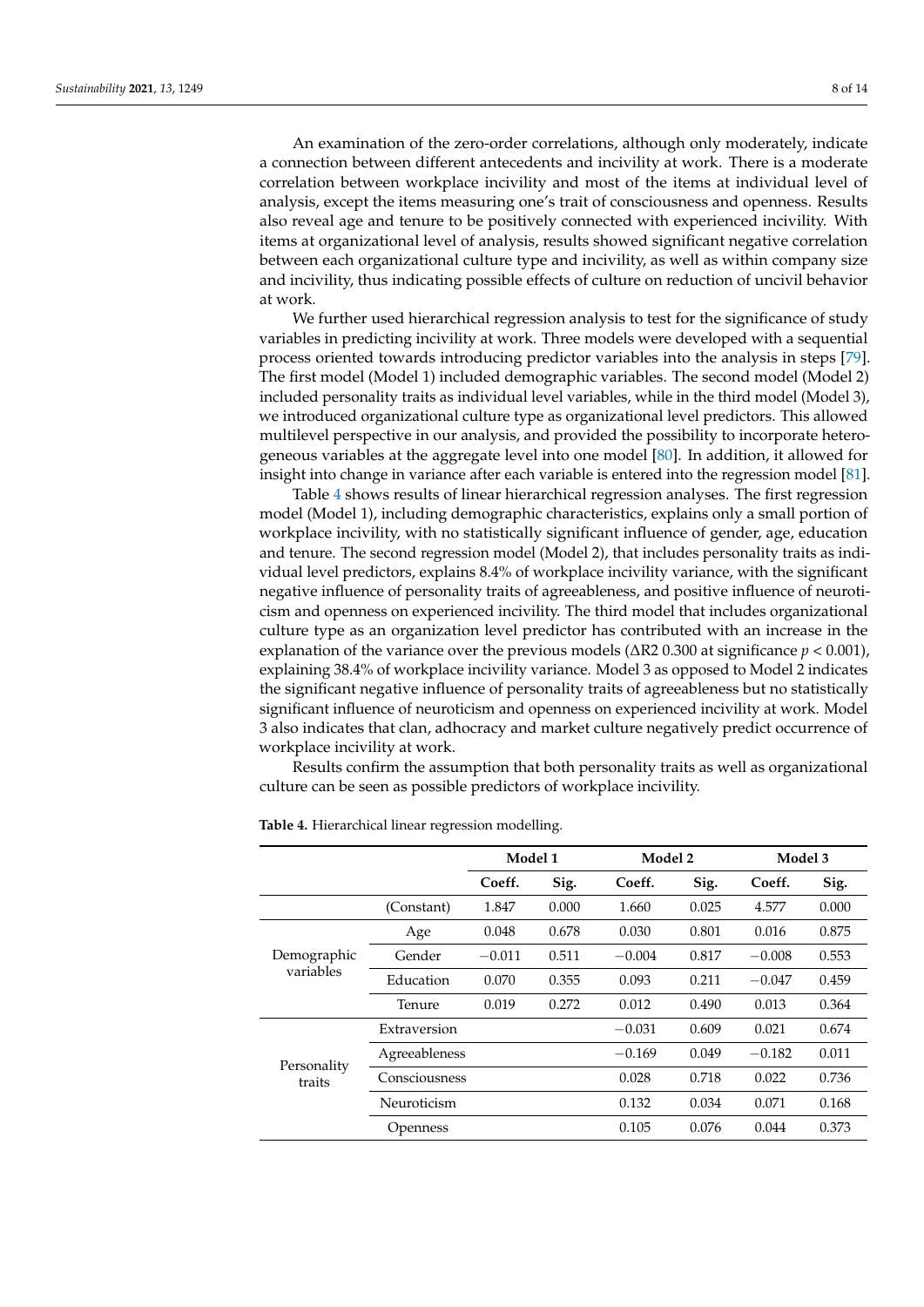An examination of the zero-order correlations, although only moderately, indicate a connection between different antecedents and incivility at work. There is a moderate correlation between workplace incivility and most of the items at individual level of analysis, except the items measuring one's trait of consciousness and openness. Results also reveal age and tenure to be positively connected with experienced incivility. With items at organizational level of analysis, results showed significant negative correlation between each organizational culture type and incivility, as well as within company size and incivility, thus indicating possible effects of culture on reduction of uncivil behavior at work.

We further used hierarchical regression analysis to test for the significance of study variables in predicting incivility at work. Three models were developed with a sequential process oriented towards introducing predictor variables into the analysis in steps [79]. The first model (Model 1) included demographic variables. The second model (Model 2) included personality traits as individual level variables, while in the third model (Model 3), we introduced organizational culture type as organizational level predictors. This allowed multilevel perspective in our analysis, and provided the possibility to incorporate heterogeneous variables at the aggregate level into one model [80]. In addition, it allowed for insight into change in variance after each variable is entered into the regression model [81].

Table 4 shows results of linear hierarchical regression analyses. The first regression model (Model 1), including demographic characteristics, explains only a small portion of workplace incivility, with no statistically significant influence of gender, age, education and tenure. The second regression model (Model 2), that includes personality traits as individual level predictors, explains 8.4% of workplace incivility variance, with the significant negative influence of personality traits of agreeableness, and positive influence of neuroticism and openness on experienced incivility. The third model that includes organizational culture type as an organization level predictor has contributed with an increase in the explanation of the variance over the previous models (ΔR2 0.300 at significance $p < 0.001$), explaining 38.4% of workplace incivility variance. Model 3 as opposed to Model 2 indicates the significant negative influence of personality traits of agreeableness but no statistically significant influence of neuroticism and openness on experienced incivility at work. Model 3 also indicates that clan, adhocracy and market culture negatively predict occurrence of workplace incivility at work.

Results confirm the assumption that both personality traits as well as organizational culture can be seen as possible predictors of workplace incivility.

**Table 4.** Hierarchical linear regression modelling.

| | | **Model 1** | | **Model 2** | | **Model 3** | |
|---|---|---|---|---|---|---|---|
| | | **Coeff.** | **Sig.** | **Coeff.** | **Sig.** | **Coeff.** | **Sig.** |
| | (Constant) | 1.847 | 0.000 | 1.660 | 0.025 | 4.577 | 0.000 |
| Demographic variables | Age | 0.048 | 0.678 | 0.030 | 0.801 | 0.016 | 0.875 |
| | Gender | −0.011 | 0.511 | −0.004 | 0.817 | −0.008 | 0.553 |
| | Education | 0.070 | 0.355 | 0.093 | 0.211 | −0.047 | 0.459 |
| | Tenure | 0.019 | 0.272 | 0.012 | 0.490 | 0.013 | 0.364 |
| Personality traits | Extraversion | | | −0.031 | 0.609 | 0.021 | 0.674 |
| | Agreeableness | | | −0.169 | 0.049 | −0.182 | 0.011 |
| | Consciousness | | | 0.028 | 0.718 | 0.022 | 0.736 |
| | Neuroticism | | | 0.132 | 0.034 | 0.071 | 0.168 |
| | Openness | | | 0.105 | 0.076 | 0.044 | 0.373 |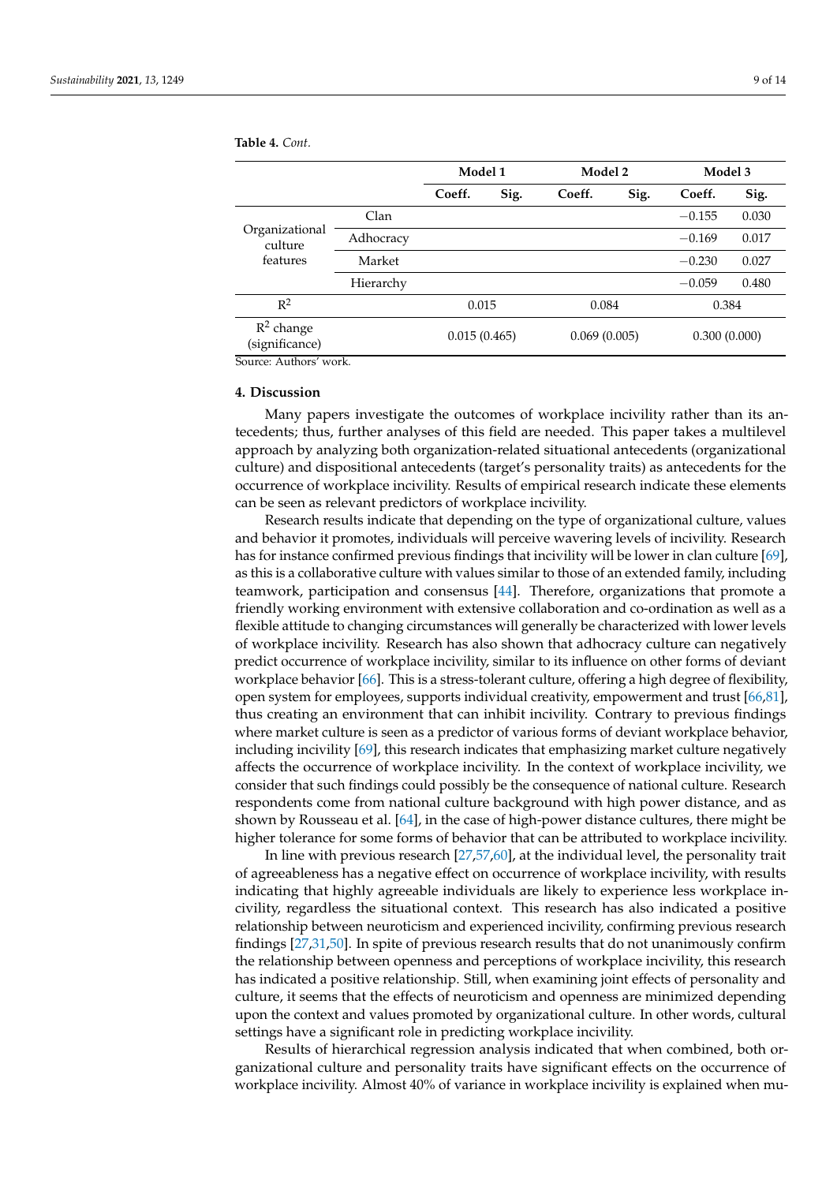**Table 4.** *Cont.*

| | | Model 1 | | Model 2 | | Model 3 | |
|---|---|---|---|---|---|---|---|
| | | Coeff. | Sig. | Coeff. | Sig. | Coeff. | Sig. |
| Organizational culture features | Clan | | | | | −0.155 | 0.030 |
| | Adhocracy | | | | | −0.169 | 0.017 |
| | Market | | | | | −0.230 | 0.027 |
| | Hierarchy | | | | | −0.059 | 0.480 |
| $R^2$ | | 0.015 | | 0.084 | | 0.384 | |
| $R^2$ change (significance) | | 0.015 (0.465) | | 0.069 (0.005) | | 0.300 (0.000) | |

Source: Authors' work.

## 4. Discussion

Many papers investigate the outcomes of workplace incivility rather than its antecedents; thus, further analyses of this field are needed. This paper takes a multilevel approach by analyzing both organization-related situational antecedents (organizational culture) and dispositional antecedents (target's personality traits) as antecedents for the occurrence of workplace incivility. Results of empirical research indicate these elements can be seen as relevant predictors of workplace incivility.

Research results indicate that depending on the type of organizational culture, values and behavior it promotes, individuals will perceive wavering levels of incivility. Research has for instance confirmed previous findings that incivility will be lower in clan culture [69], as this is a collaborative culture with values similar to those of an extended family, including teamwork, participation and consensus [44]. Therefore, organizations that promote a friendly working environment with extensive collaboration and co-ordination as well as a flexible attitude to changing circumstances will generally be characterized with lower levels of workplace incivility. Research has also shown that adhocracy culture can negatively predict occurrence of workplace incivility, similar to its influence on other forms of deviant workplace behavior [66]. This is a stress-tolerant culture, offering a high degree of flexibility, open system for employees, supports individual creativity, empowerment and trust [66,81], thus creating an environment that can inhibit incivility. Contrary to previous findings where market culture is seen as a predictor of various forms of deviant workplace behavior, including incivility [69], this research indicates that emphasizing market culture negatively affects the occurrence of workplace incivility. In the context of workplace incivility, we consider that such findings could possibly be the consequence of national culture. Research respondents come from national culture background with high power distance, and as shown by Rousseau et al. [64], in the case of high-power distance cultures, there might be higher tolerance for some forms of behavior that can be attributed to workplace incivility.

In line with previous research [27,57,60], at the individual level, the personality trait of agreeableness has a negative effect on occurrence of workplace incivility, with results indicating that highly agreeable individuals are likely to experience less workplace incivility, regardless the situational context. This research has also indicated a positive relationship between neuroticism and experienced incivility, confirming previous research findings [27,31,50]. In spite of previous research results that do not unanimously confirm the relationship between openness and perceptions of workplace incivility, this research has indicated a positive relationship. Still, when examining joint effects of personality and culture, it seems that the effects of neuroticism and openness are minimized depending upon the context and values promoted by organizational culture. In other words, cultural settings have a significant role in predicting workplace incivility.

Results of hierarchical regression analysis indicated that when combined, both organizational culture and personality traits have significant effects on the occurrence of workplace incivility. Almost 40% of variance in workplace incivility is explained when mu-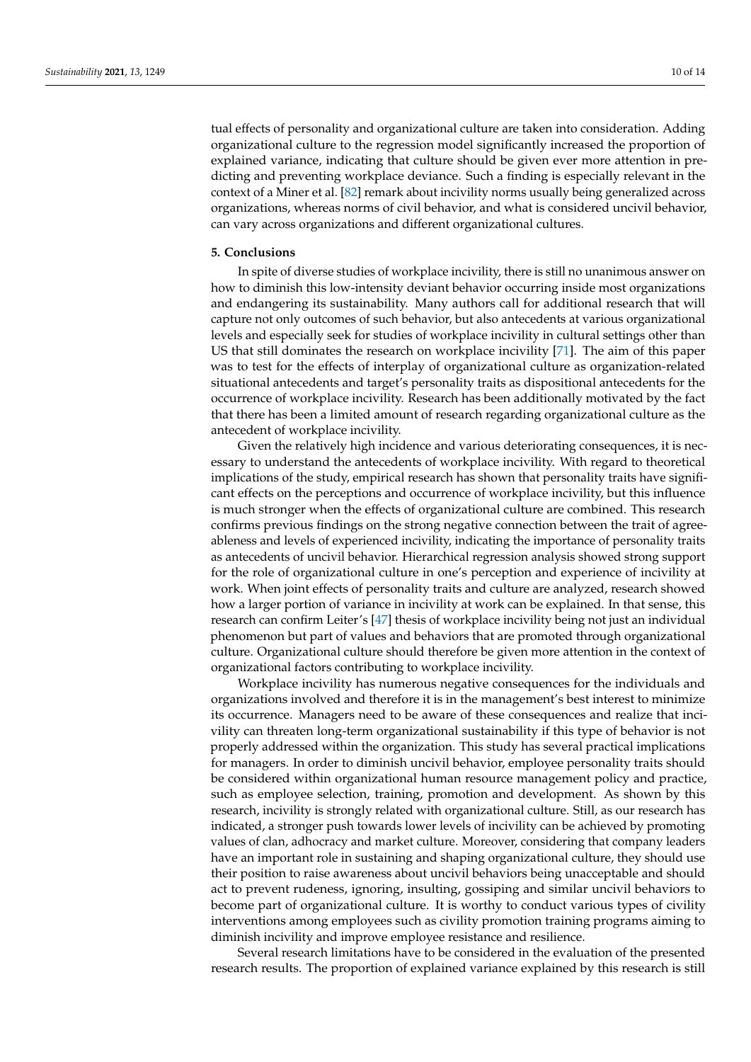tual effects of personality and organizational culture are taken into consideration. Adding organizational culture to the regression model significantly increased the proportion of explained variance, indicating that culture should be given ever more attention in predicting and preventing workplace deviance. Such a finding is especially relevant in the context of a Miner et al. [82] remark about incivility norms usually being generalized across organizations, whereas norms of civil behavior, and what is considered uncivil behavior, can vary across organizations and different organizational cultures.

## 5. Conclusions

In spite of diverse studies of workplace incivility, there is still no unanimous answer on how to diminish this low-intensity deviant behavior occurring inside most organizations and endangering its sustainability. Many authors call for additional research that will capture not only outcomes of such behavior, but also antecedents at various organizational levels and especially seek for studies of workplace incivility in cultural settings other than US that still dominates the research on workplace incivility [71]. The aim of this paper was to test for the effects of interplay of organizational culture as organization-related situational antecedents and target's personality traits as dispositional antecedents for the occurrence of workplace incivility. Research has been additionally motivated by the fact that there has been a limited amount of research regarding organizational culture as the antecedent of workplace incivility.

Given the relatively high incidence and various deteriorating consequences, it is necessary to understand the antecedents of workplace incivility. With regard to theoretical implications of the study, empirical research has shown that personality traits have significant effects on the perceptions and occurrence of workplace incivility, but this influence is much stronger when the effects of organizational culture are combined. This research confirms previous findings on the strong negative connection between the trait of agreeableness and levels of experienced incivility, indicating the importance of personality traits as antecedents of uncivil behavior. Hierarchical regression analysis showed strong support for the role of organizational culture in one's perception and experience of incivility at work. When joint effects of personality traits and culture are analyzed, research showed how a larger portion of variance in incivility at work can be explained. In that sense, this research can confirm Leiter's [47] thesis of workplace incivility being not just an individual phenomenon but part of values and behaviors that are promoted through organizational culture. Organizational culture should therefore be given more attention in the context of organizational factors contributing to workplace incivility.

Workplace incivility has numerous negative consequences for the individuals and organizations involved and therefore it is in the management's best interest to minimize its occurrence. Managers need to be aware of these consequences and realize that incivility can threaten long-term organizational sustainability if this type of behavior is not properly addressed within the organization. This study has several practical implications for managers. In order to diminish uncivil behavior, employee personality traits should be considered within organizational human resource management policy and practice, such as employee selection, training, promotion and development. As shown by this research, incivility is strongly related with organizational culture. Still, as our research has indicated, a stronger push towards lower levels of incivility can be achieved by promoting values of clan, adhocracy and market culture. Moreover, considering that company leaders have an important role in sustaining and shaping organizational culture, they should use their position to raise awareness about uncivil behaviors being unacceptable and should act to prevent rudeness, ignoring, insulting, gossiping and similar uncivil behaviors to become part of organizational culture. It is worthy to conduct various types of civility interventions among employees such as civility promotion training programs aiming to diminish incivility and improve employee resistance and resilience.

Several research limitations have to be considered in the evaluation of the presented research results. The proportion of explained variance explained by this research is still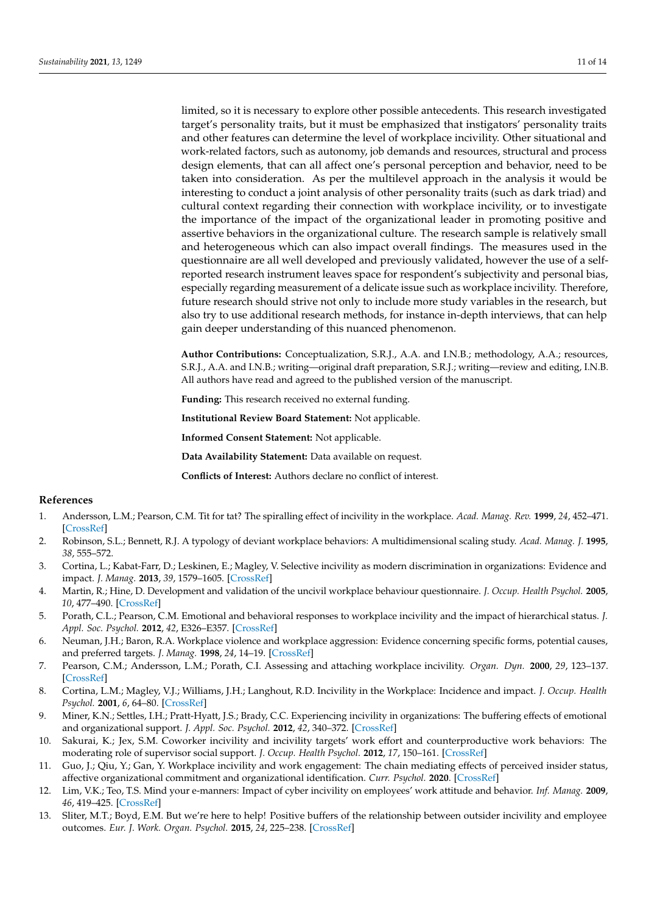limited, so it is necessary to explore other possible antecedents. This research investigated target's personality traits, but it must be emphasized that instigators' personality traits and other features can determine the level of workplace incivility. Other situational and work-related factors, such as autonomy, job demands and resources, structural and process design elements, that can all affect one's personal perception and behavior, need to be taken into consideration. As per the multilevel approach in the analysis it would be interesting to conduct a joint analysis of other personality traits (such as dark triad) and cultural context regarding their connection with workplace incivility, or to investigate the importance of the impact of the organizational leader in promoting positive and assertive behaviors in the organizational culture. The research sample is relatively small and heterogeneous which can also impact overall findings. The measures used in the questionnaire are all well developed and previously validated, however the use of a self-reported research instrument leaves space for respondent's subjectivity and personal bias, especially regarding measurement of a delicate issue such as workplace incivility. Therefore, future research should strive not only to include more study variables in the research, but also try to use additional research methods, for instance in-depth interviews, that can help gain deeper understanding of this nuanced phenomenon.

**Author Contributions:** Conceptualization, S.R.J., A.A. and I.N.B.; methodology, A.A.; resources, S.R.J., A.A. and I.N.B.; writing—original draft preparation, S.R.J.; writing—review and editing, I.N.B. All authors have read and agreed to the published version of the manuscript.

**Funding:** This research received no external funding.

**Institutional Review Board Statement:** Not applicable.

**Informed Consent Statement:** Not applicable.

**Data Availability Statement:** Data available on request.

**Conflicts of Interest:** Authors declare no conflict of interest.

## References

1. Andersson, L.M.; Pearson, C.M. Tit for tat? The spiralling effect of incivility in the workplace. *Acad. Manag. Rev.* **1999**, *24*, 452–471. [CrossRef]
2. Robinson, S.L.; Bennett, R.J. A typology of deviant workplace behaviors: A multidimensional scaling study. *Acad. Manag. J.* **1995**, *38*, 555–572.
3. Cortina, L.; Kabat-Farr, D.; Leskinen, E.; Magley, V. Selective incivility as modern discrimination in organizations: Evidence and impact. *J. Manag.* **2013**, *39*, 1579–1605. [CrossRef]
4. Martin, R.; Hine, D. Development and validation of the uncivil workplace behaviour questionnaire. *J. Occup. Health Psychol.* **2005**, *10*, 477–490. [CrossRef]
5. Porath, C.L.; Pearson, C.M. Emotional and behavioral responses to workplace incivility and the impact of hierarchical status. *J. Appl. Soc. Psychol.* **2012**, *42*, E326–E357. [CrossRef]
6. Neuman, J.H.; Baron, R.A. Workplace violence and workplace aggression: Evidence concerning specific forms, potential causes, and preferred targets. *J. Manag.* **1998**, *24*, 14–19. [CrossRef]
7. Pearson, C.M.; Andersson, L.M.; Porath, C.I. Assessing and attaching workplace incivility. *Organ. Dyn.* **2000**, *29*, 123–137. [CrossRef]
8. Cortina, L.M.; Magley, V.J.; Williams, J.H.; Langhout, R.D. Incivility in the Workplace: Incidence and impact. *J. Occup. Health Psychol.* **2001**, *6*, 64–80. [CrossRef]
9. Miner, K.N.; Settles, I.H.; Pratt-Hyatt, J.S.; Brady, C.C. Experiencing incivility in organizations: The buffering effects of emotional and organizational support. *J. Appl. Soc. Psychol.* **2012**, *42*, 340–372. [CrossRef]
10. Sakurai, K.; Jex, S.M. Coworker incivility and incivility targets' work effort and counterproductive work behaviors: The moderating role of supervisor social support. *J. Occup. Health Psychol.* **2012**, *17*, 150–161. [CrossRef]
11. Guo, J.; Qiu, Y.; Gan, Y. Workplace incivility and work engagement: The chain mediating effects of perceived insider status, affective organizational commitment and organizational identification. *Curr. Psychol.* **2020**. [CrossRef]
12. Lim, V.K.; Teo, T.S. Mind your e-manners: Impact of cyber incivility on employees' work attitude and behavior. *Inf. Manag.* **2009**, *46*, 419–425. [CrossRef]
13. Sliter, M.T.; Boyd, E.M. But we're here to help! Positive buffers of the relationship between outsider incivility and employee outcomes. *Eur. J. Work. Organ. Psychol.* **2015**, *24*, 225–238. [CrossRef]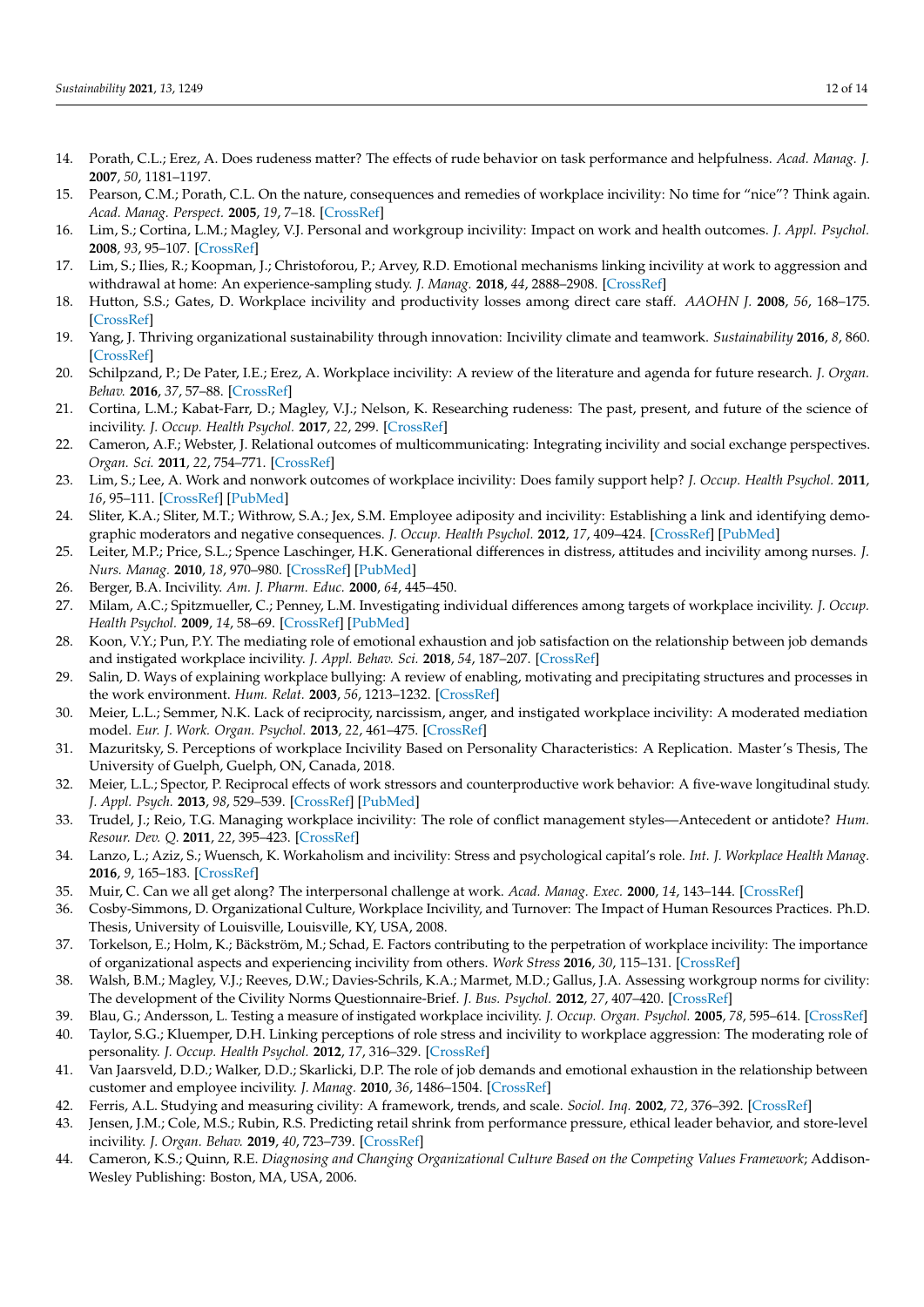14. Porath, C.L.; Erez, A. Does rudeness matter? The effects of rude behavior on task performance and helpfulness. *Acad. Manag. J.* **2007**, *50*, 1181–1197.
15. Pearson, C.M.; Porath, C.L. On the nature, consequences and remedies of workplace incivility: No time for "nice"? Think again. *Acad. Manag. Perspect.* **2005**, *19*, 7–18. [CrossRef]
16. Lim, S.; Cortina, L.M.; Magley, V.J. Personal and workgroup incivility: Impact on work and health outcomes. *J. Appl. Psychol.* **2008**, *93*, 95–107. [CrossRef]
17. Lim, S.; Ilies, R.; Koopman, J.; Christoforou, P.; Arvey, R.D. Emotional mechanisms linking incivility at work to aggression and withdrawal at home: An experience-sampling study. *J. Manag.* **2018**, *44*, 2888–2908. [CrossRef]
18. Hutton, S.S.; Gates, D. Workplace incivility and productivity losses among direct care staff. *AAOHN J.* **2008**, *56*, 168–175. [CrossRef]
19. Yang, J. Thriving organizational sustainability through innovation: Incivility climate and teamwork. *Sustainability* **2016**, *8*, 860. [CrossRef]
20. Schilpzand, P.; De Pater, I.E.; Erez, A. Workplace incivility: A review of the literature and agenda for future research. *J. Organ. Behav.* **2016**, *37*, 57–88. [CrossRef]
21. Cortina, L.M.; Kabat-Farr, D.; Magley, V.J.; Nelson, K. Researching rudeness: The past, present, and future of the science of incivility. *J. Occup. Health Psychol.* **2017**, *22*, 299. [CrossRef]
22. Cameron, A.F.; Webster, J. Relational outcomes of multicommunicating: Integrating incivility and social exchange perspectives. *Organ. Sci.* **2011**, *22*, 754–771. [CrossRef]
23. Lim, S.; Lee, A. Work and nonwork outcomes of workplace incivility: Does family support help? *J. Occup. Health Psychol.* **2011**, *16*, 95–111. [CrossRef] [PubMed]
24. Sliter, K.A.; Sliter, M.T.; Withrow, S.A.; Jex, S.M. Employee adiposity and incivility: Establishing a link and identifying demographic moderators and negative consequences. *J. Occup. Health Psychol.* **2012**, *17*, 409–424. [CrossRef] [PubMed]
25. Leiter, M.P.; Price, S.L.; Spence Laschinger, H.K. Generational differences in distress, attitudes and incivility among nurses. *J. Nurs. Manag.* **2010**, *18*, 970–980. [CrossRef] [PubMed]
26. Berger, B.A. Incivility. *Am. J. Pharm. Educ.* **2000**, *64*, 445–450.
27. Milam, A.C.; Spitzmueller, C.; Penney, L.M. Investigating individual differences among targets of workplace incivility. *J. Occup. Health Psychol.* **2009**, *14*, 58–69. [CrossRef] [PubMed]
28. Koon, V.Y.; Pun, P.Y. The mediating role of emotional exhaustion and job satisfaction on the relationship between job demands and instigated workplace incivility. *J. Appl. Behav. Sci.* **2018**, *54*, 187–207. [CrossRef]
29. Salin, D. Ways of explaining workplace bullying: A review of enabling, motivating and precipitating structures and processes in the work environment. *Hum. Relat.* **2003**, *56*, 1213–1232. [CrossRef]
30. Meier, L.L.; Semmer, N.K. Lack of reciprocity, narcissism, anger, and instigated workplace incivility: A moderated mediation model. *Eur. J. Work. Organ. Psychol.* **2013**, *22*, 461–475. [CrossRef]
31. Mazuritsky, S. Perceptions of workplace Incivility Based on Personality Characteristics: A Replication. Master's Thesis, The University of Guelph, Guelph, ON, Canada, 2018.
32. Meier, L.L.; Spector, P. Reciprocal effects of work stressors and counterproductive work behavior: A five-wave longitudinal study. *J. Appl. Psych.* **2013**, *98*, 529–539. [CrossRef] [PubMed]
33. Trudel, J.; Reio, T.G. Managing workplace incivility: The role of conflict management styles—Antecedent or antidote? *Hum. Resour. Dev. Q.* **2011**, *22*, 395–423. [CrossRef]
34. Lanzo, L.; Aziz, S.; Wuensch, K. Workaholism and incivility: Stress and psychological capital's role. *Int. J. Workplace Health Manag.* **2016**, *9*, 165–183. [CrossRef]
35. Muir, C. Can we all get along? The interpersonal challenge at work. *Acad. Manag. Exec.* **2000**, *14*, 143–144. [CrossRef]
36. Cosby-Simmons, D. Organizational Culture, Workplace Incivility, and Turnover: The Impact of Human Resources Practices. Ph.D. Thesis, University of Louisville, Louisville, KY, USA, 2008.
37. Torkelson, E.; Holm, K.; Bäckström, M.; Schad, E. Factors contributing to the perpetration of workplace incivility: The importance of organizational aspects and experiencing incivility from others. *Work Stress* **2016**, *30*, 115–131. [CrossRef]
38. Walsh, B.M.; Magley, V.J.; Reeves, D.W.; Davies-Schrils, K.A.; Marmet, M.D.; Gallus, J.A. Assessing workgroup norms for civility: The development of the Civility Norms Questionnaire-Brief. *J. Bus. Psychol.* **2012**, *27*, 407–420. [CrossRef]
39. Blau, G.; Andersson, L. Testing a measure of instigated workplace incivility. *J. Occup. Organ. Psychol.* **2005**, *78*, 595–614. [CrossRef]
40. Taylor, S.G.; Kluemper, D.H. Linking perceptions of role stress and incivility to workplace aggression: The moderating role of personality. *J. Occup. Health Psychol.* **2012**, *17*, 316–329. [CrossRef]
41. Van Jaarsveld, D.D.; Walker, D.D.; Skarlicki, D.P. The role of job demands and emotional exhaustion in the relationship between customer and employee incivility. *J. Manag.* **2010**, *36*, 1486–1504. [CrossRef]
42. Ferris, A.L. Studying and measuring civility: A framework, trends, and scale. *Sociol. Inq.* **2002**, *72*, 376–392. [CrossRef]
43. Jensen, J.M.; Cole, M.S.; Rubin, R.S. Predicting retail shrink from performance pressure, ethical leader behavior, and store-level incivility. *J. Organ. Behav.* **2019**, *40*, 723–739. [CrossRef]
44. Cameron, K.S.; Quinn, R.E. *Diagnosing and Changing Organizational Culture Based on the Competing Values Framework*; Addison-Wesley Publishing: Boston, MA, USA, 2006.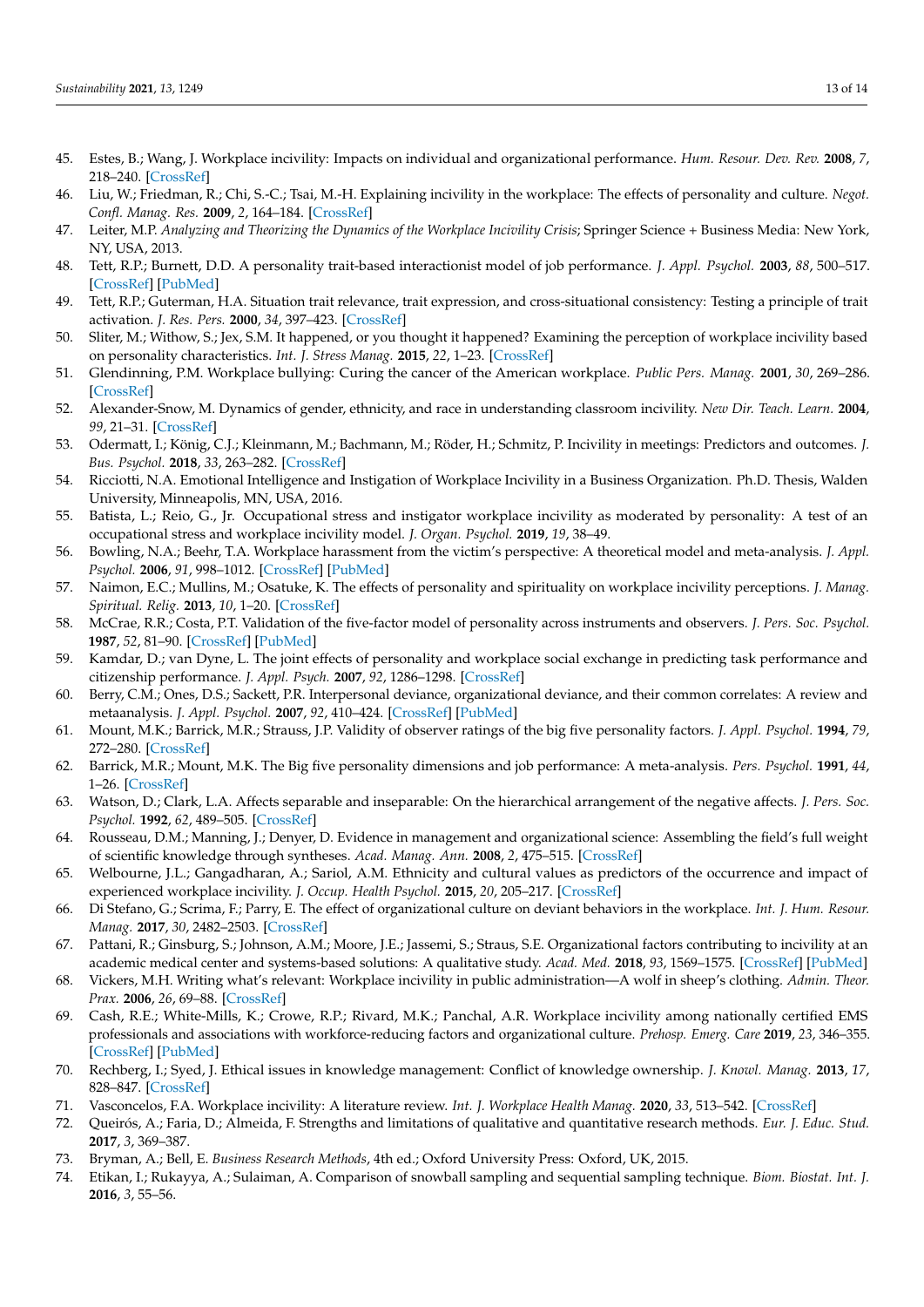45. Estes, B.; Wang, J. Workplace incivility: Impacts on individual and organizational performance. *Hum. Resour. Dev. Rev.* **2008**, *7*, 218–240. [CrossRef]
46. Liu, W.; Friedman, R.; Chi, S.-C.; Tsai, M.-H. Explaining incivility in the workplace: The effects of personality and culture. *Negot. Confl. Manag. Res.* **2009**, *2*, 164–184. [CrossRef]
47. Leiter, M.P. *Analyzing and Theorizing the Dynamics of the Workplace Incivility Crisis*; Springer Science + Business Media: New York, NY, USA, 2013.
48. Tett, R.P.; Burnett, D.D. A personality trait-based interactionist model of job performance. *J. Appl. Psychol.* **2003**, *88*, 500–517. [CrossRef] [PubMed]
49. Tett, R.P.; Guterman, H.A. Situation trait relevance, trait expression, and cross-situational consistency: Testing a principle of trait activation. *J. Res. Pers.* **2000**, *34*, 397–423. [CrossRef]
50. Sliter, M.; Withow, S.; Jex, S.M. It happened, or you thought it happened? Examining the perception of workplace incivility based on personality characteristics. *Int. J. Stress Manag.* **2015**, *22*, 1–23. [CrossRef]
51. Glendinning, P.M. Workplace bullying: Curing the cancer of the American workplace. *Public Pers. Manag.* **2001**, *30*, 269–286. [CrossRef]
52. Alexander-Snow, M. Dynamics of gender, ethnicity, and race in understanding classroom incivility. *New Dir. Teach. Learn.* **2004**, *99*, 21–31. [CrossRef]
53. Odermatt, I.; König, C.J.; Kleinmann, M.; Bachmann, M.; Röder, H.; Schmitz, P. Incivility in meetings: Predictors and outcomes. *J. Bus. Psychol.* **2018**, *33*, 263–282. [CrossRef]
54. Ricciotti, N.A. Emotional Intelligence and Instigation of Workplace Incivility in a Business Organization. Ph.D. Thesis, Walden University, Minneapolis, MN, USA, 2016.
55. Batista, L.; Reio, G., Jr. Occupational stress and instigator workplace incivility as moderated by personality: A test of an occupational stress and workplace incivility model. *J. Organ. Psychol.* **2019**, *19*, 38–49.
56. Bowling, N.A.; Beehr, T.A. Workplace harassment from the victim's perspective: A theoretical model and meta-analysis. *J. Appl. Psychol.* **2006**, *91*, 998–1012. [CrossRef] [PubMed]
57. Naimon, E.C.; Mullins, M.; Osatuke, K. The effects of personality and spirituality on workplace incivility perceptions. *J. Manag. Spiritual. Relig.* **2013**, *10*, 1–20. [CrossRef]
58. McCrae, R.R.; Costa, P.T. Validation of the five-factor model of personality across instruments and observers. *J. Pers. Soc. Psychol.* **1987**, *52*, 81–90. [CrossRef] [PubMed]
59. Kamdar, D.; van Dyne, L. The joint effects of personality and workplace social exchange in predicting task performance and citizenship performance. *J. Appl. Psych.* **2007**, *92*, 1286–1298. [CrossRef]
60. Berry, C.M.; Ones, D.S.; Sackett, P.R. Interpersonal deviance, organizational deviance, and their common correlates: A review and metaanalysis. *J. Appl. Psychol.* **2007**, *92*, 410–424. [CrossRef] [PubMed]
61. Mount, M.K.; Barrick, M.R.; Strauss, J.P. Validity of observer ratings of the big five personality factors. *J. Appl. Psychol.* **1994**, *79*, 272–280. [CrossRef]
62. Barrick, M.R.; Mount, M.K. The Big five personality dimensions and job performance: A meta-analysis. *Pers. Psychol.* **1991**, *44*, 1–26. [CrossRef]
63. Watson, D.; Clark, L.A. Affects separable and inseparable: On the hierarchical arrangement of the negative affects. *J. Pers. Soc. Psychol.* **1992**, *62*, 489–505. [CrossRef]
64. Rousseau, D.M.; Manning, J.; Denyer, D. Evidence in management and organizational science: Assembling the field's full weight of scientific knowledge through syntheses. *Acad. Manag. Ann.* **2008**, *2*, 475–515. [CrossRef]
65. Welbourne, J.L.; Gangadharan, A.; Sariol, A.M. Ethnicity and cultural values as predictors of the occurrence and impact of experienced workplace incivility. *J. Occup. Health Psychol.* **2015**, *20*, 205–217. [CrossRef]
66. Di Stefano, G.; Scrima, F.; Parry, E. The effect of organizational culture on deviant behaviors in the workplace. *Int. J. Hum. Resour. Manag.* **2017**, *30*, 2482–2503. [CrossRef]
67. Pattani, R.; Ginsburg, S.; Johnson, A.M.; Moore, J.E.; Jassemi, S.; Straus, S.E. Organizational factors contributing to incivility at an academic medical center and systems-based solutions: A qualitative study. *Acad. Med.* **2018**, *93*, 1569–1575. [CrossRef] [PubMed]
68. Vickers, M.H. Writing what's relevant: Workplace incivility in public administration—A wolf in sheep's clothing. *Admin. Theor. Prax.* **2006**, *26*, 69–88. [CrossRef]
69. Cash, R.E.; White-Mills, K.; Crowe, R.P.; Rivard, M.K.; Panchal, A.R. Workplace incivility among nationally certified EMS professionals and associations with workforce-reducing factors and organizational culture. *Prehosp. Emerg. Care* **2019**, *23*, 346–355. [CrossRef] [PubMed]
70. Rechberg, I.; Syed, J. Ethical issues in knowledge management: Conflict of knowledge ownership. *J. Knowl. Manag.* **2013**, *17*, 828–847. [CrossRef]
71. Vasconcelos, F.A. Workplace incivility: A literature review. *Int. J. Workplace Health Manag.* **2020**, *33*, 513–542. [CrossRef]
72. Queirós, A.; Faria, D.; Almeida, F. Strengths and limitations of qualitative and quantitative research methods. *Eur. J. Educ. Stud.* **2017**, *3*, 369–387.
73. Bryman, A.; Bell, E. *Business Research Methods*, 4th ed.; Oxford University Press: Oxford, UK, 2015.
74. Etikan, I.; Rukayya, A.; Sulaiman, A. Comparison of snowball sampling and sequential sampling technique. *Biom. Biostat. Int. J.* **2016**, *3*, 55–56.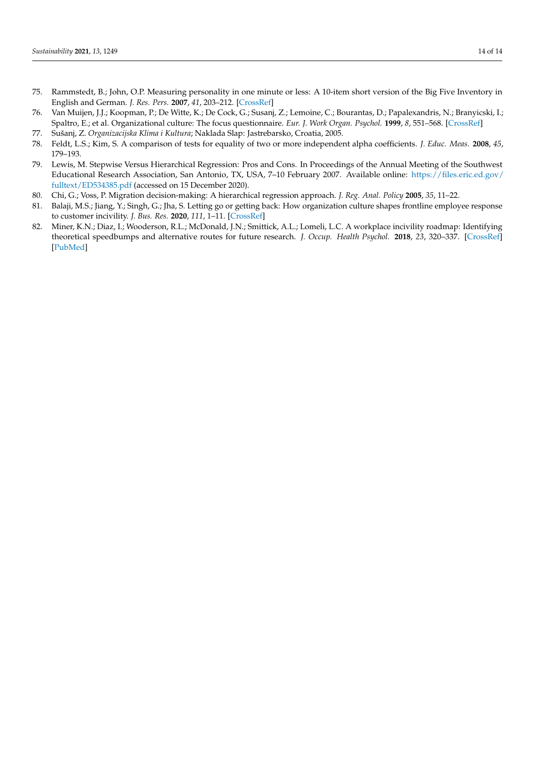75. Rammstedt, B.; John, O.P. Measuring personality in one minute or less: A 10-item short version of the Big Five Inventory in English and German. *J. Res. Pers.* **2007**, *41*, 203–212. [CrossRef]
76. Van Muijen, J.J.; Koopman, P.; De Witte, K.; De Cock, G.; Susanj, Z.; Lemoine, C.; Bourantas, D.; Papalexandris, N.; Branyicski, I.; Spaltro, E.; et al. Organizational culture: The focus questionnaire. *Eur. J. Work Organ. Psychol.* **1999**, *8*, 551–568. [CrossRef]
77. Sušanj, Z. *Organizacijska Klima i Kultura*; Naklada Slap: Jastrebarsko, Croatia, 2005.
78. Feldt, L.S.; Kim, S. A comparison of tests for equality of two or more independent alpha coefficients. *J. Educ. Meas.* **2008**, *45*, 179–193.
79. Lewis, M. Stepwise Versus Hierarchical Regression: Pros and Cons. In Proceedings of the Annual Meeting of the Southwest Educational Research Association, San Antonio, TX, USA, 7–10 February 2007. Available online: https://files.eric.ed.gov/fulltext/ED534385.pdf (accessed on 15 December 2020).
80. Chi, G.; Voss, P. Migration decision-making: A hierarchical regression approach. *J. Reg. Anal. Policy* **2005**, *35*, 11–22.
81. Balaji, M.S.; Jiang, Y.; Singh, G.; Jha, S. Letting go or getting back: How organization culture shapes frontline employee response to customer incivility. *J. Bus. Res.* **2020**, *111*, 1–11. [CrossRef]
82. Miner, K.N.; Diaz, I.; Wooderson, R.L.; McDonald, J.N.; Smittick, A.L.; Lomeli, L.C. A workplace incivility roadmap: Identifying theoretical speedbumps and alternative routes for future research. *J. Occup. Health Psychol.* **2018**, *23*, 320–337. [CrossRef] [PubMed]